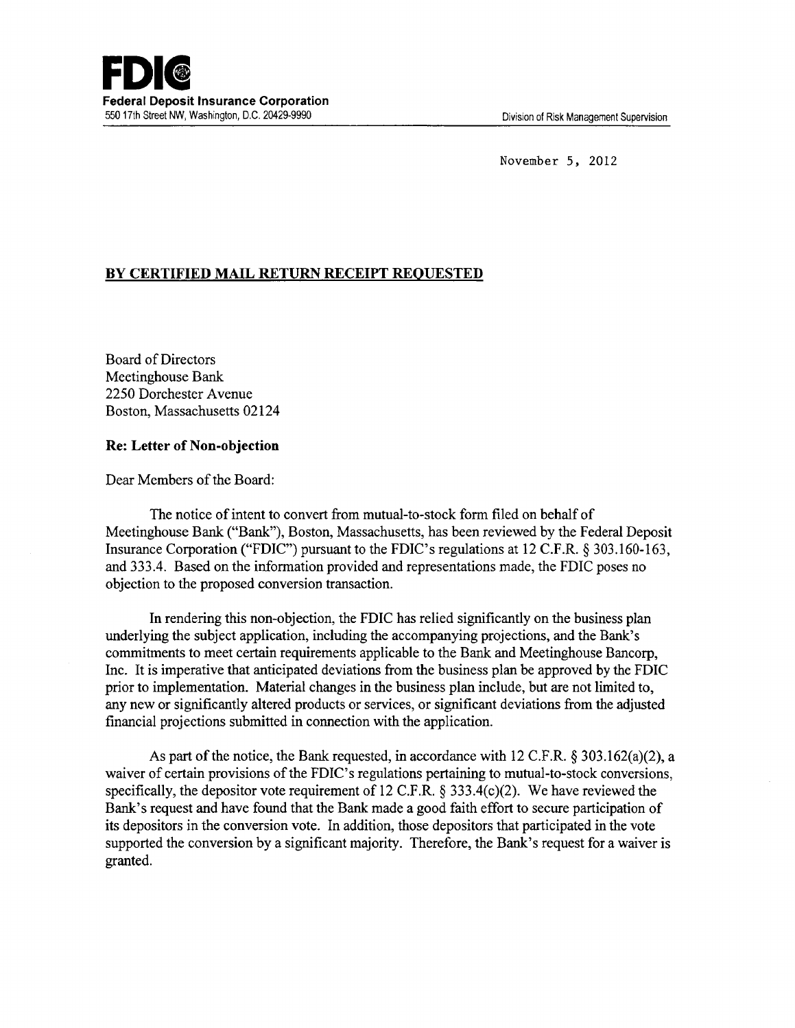**FDIC**
**Federal Deposit Insurance Corporation**
550 17th Street NW, Washington, D.C. 20429-9990

Division of Risk Management Supervision

November 5, 2012

**BY CERTIFIED MAIL RETURN RECEIPT REQUESTED**

Board of Directors
Meetinghouse Bank
2250 Dorchester Avenue
Boston, Massachusetts 02124

**Re: Letter of Non-objection**

Dear Members of the Board:

The notice of intent to convert from mutual-to-stock form filed on behalf of Meetinghouse Bank ("Bank"), Boston, Massachusetts, has been reviewed by the Federal Deposit Insurance Corporation ("FDIC") pursuant to the FDIC's regulations at 12 C.F.R. § 303.160-163, and 333.4. Based on the information provided and representations made, the FDIC poses no objection to the proposed conversion transaction.

In rendering this non-objection, the FDIC has relied significantly on the business plan underlying the subject application, including the accompanying projections, and the Bank's commitments to meet certain requirements applicable to the Bank and Meetinghouse Bancorp, Inc. It is imperative that anticipated deviations from the business plan be approved by the FDIC prior to implementation. Material changes in the business plan include, but are not limited to, any new or significantly altered products or services, or significant deviations from the adjusted financial projections submitted in connection with the application.

As part of the notice, the Bank requested, in accordance with 12 C.F.R. § 303.162(a)(2), a waiver of certain provisions of the FDIC's regulations pertaining to mutual-to-stock conversions, specifically, the depositor vote requirement of 12 C.F.R. § 333.4(c)(2). We have reviewed the Bank's request and have found that the Bank made a good faith effort to secure participation of its depositors in the conversion vote. In addition, those depositors that participated in the vote supported the conversion by a significant majority. Therefore, the Bank's request for a waiver is granted.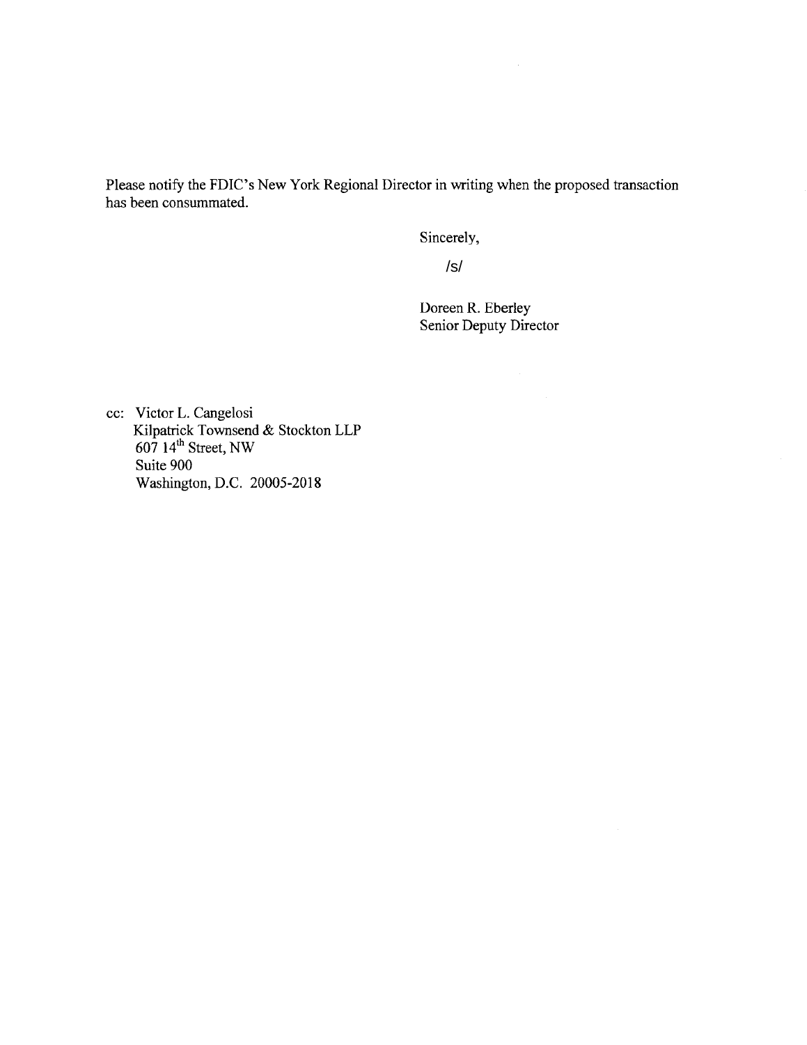Please notify the FDIC's New York Regional Director in writing when the proposed transaction has been consummated.

Sincerely,

/s/

Doreen R. Eberley
Senior Deputy Director

cc: Victor L. Cangelosi
Kilpatrick Townsend & Stockton LLP
607 14th Street, NW
Suite 900
Washington, D.C. 20005-2018